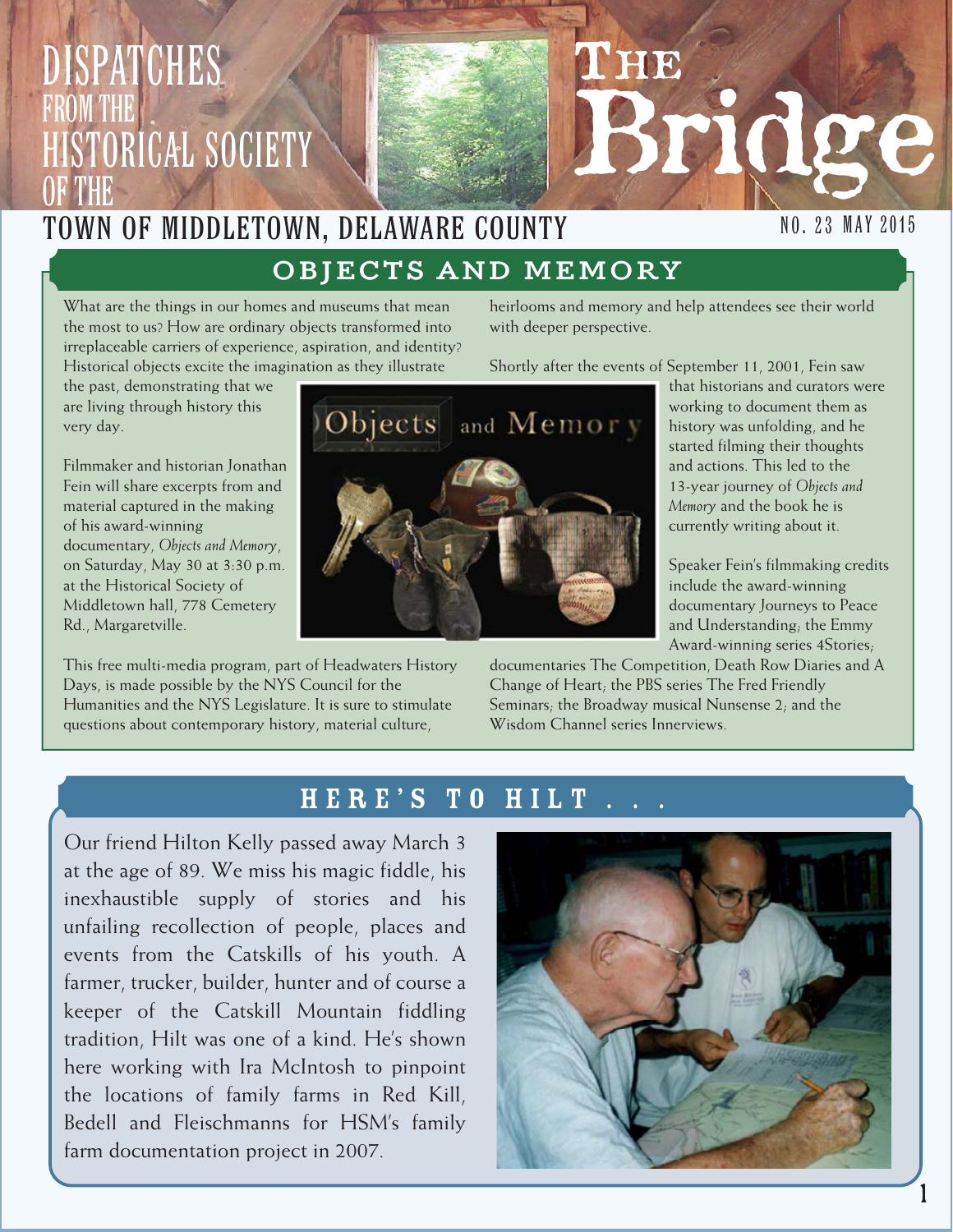# The Bridge

## Dispatches from the Historical Society of the Town of Middletown, Delaware County

No. 23 May 2015

## OBJECTS AND MEMORY

What are the things in our homes and museums that mean the most to us? How are ordinary objects transformed into irreplaceable carriers of experience, aspiration, and identity? Historical objects excite the imagination as they illustrate the past, demonstrating that we are living through history this very day.

Filmmaker and historian Jonathan Fein will share excerpts from and material captured in the making of his award-winning documentary, *Objects and Memory*, on Saturday, May 30 at 3:30 p.m. at the Historical Society of Middletown hall, 778 Cemetery Rd., Margaretville.

This free multi-media program, part of Headwaters History Days, is made possible by the NYS Council for the Humanities and the NYS Legislature. It is sure to stimulate questions about contemporary history, material culture, heirlooms and memory and help attendees see their world with deeper perspective.

Shortly after the events of September 11, 2001, Fein saw that historians and curators were working to document them as history was unfolding, and he started filming their thoughts and actions. This led to the 13-year journey of *Objects and Memory* and the book he is currently writing about it.

Speaker Fein's filmmaking credits include the award-winning documentary Journeys to Peace and Understanding; the Emmy Award-winning series 4Stories; documentaries The Competition, Death Row Diaries and A Change of Heart; the PBS series The Fred Friendly Seminars; the Broadway musical Nunsense 2; and the Wisdom Channel series Innerviews.

## HERE'S TO HILT . . .

Our friend Hilton Kelly passed away March 3 at the age of 89. We miss his magic fiddle, his inexhaustible supply of stories and his unfailing recollection of people, places and events from the Catskills of his youth. A farmer, trucker, builder, hunter and of course a keeper of the Catskill Mountain fiddling tradition, Hilt was one of a kind. He's shown here working with Ira McIntosh to pinpoint the locations of family farms in Red Kill, Bedell and Fleischmanns for HSM's family farm documentation project in 2007.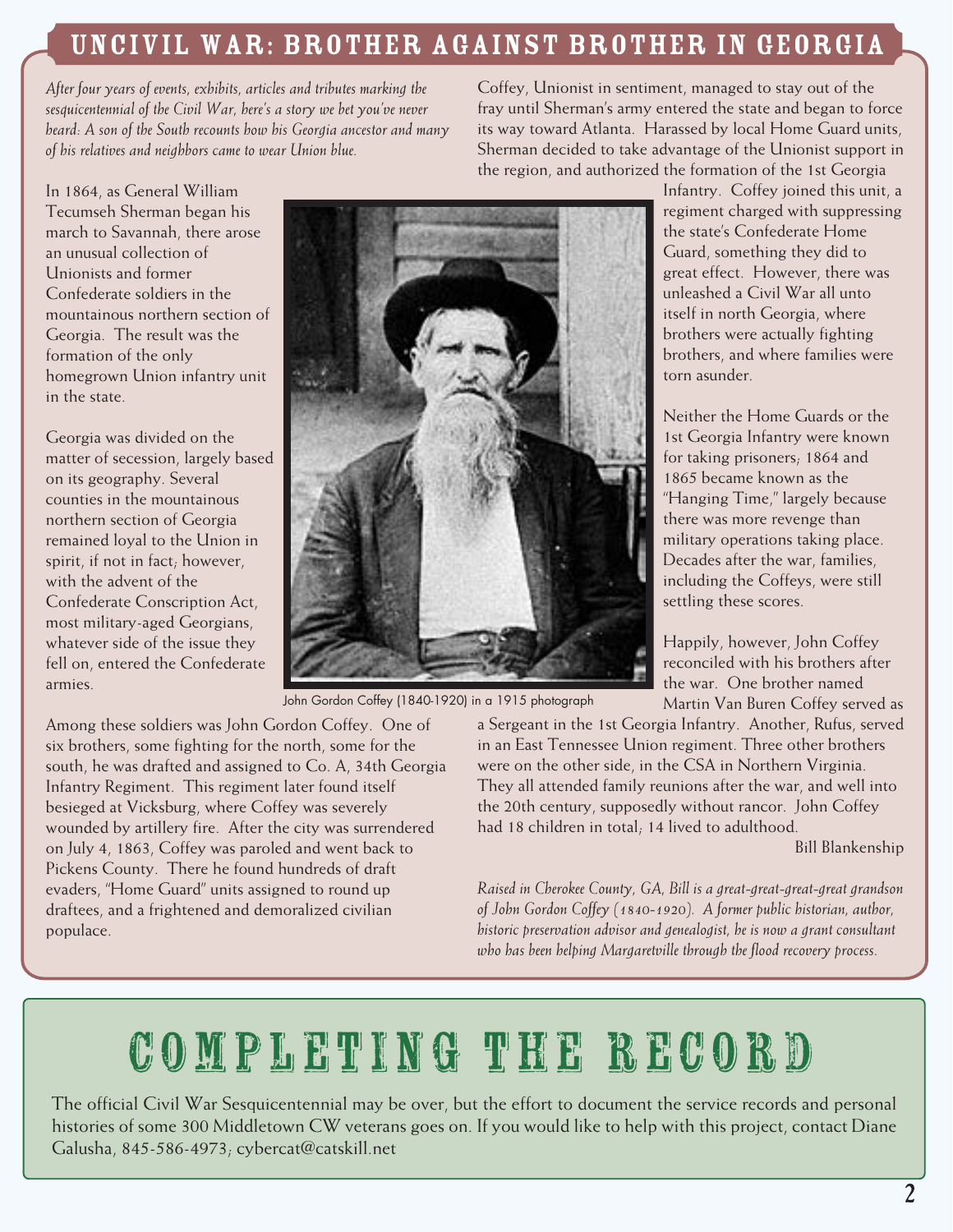# UNCIVIL WAR: BROTHER AGAINST BROTHER IN GEORGIA

*After four years of events, exhibits, articles and tributes marking the sesquicentennial of the Civil War, here's a story we bet you've never heard: A son of the South recounts how his Georgia ancestor and many of his relatives and neighbors came to wear Union blue.*

In 1864, as General William Tecumseh Sherman began his march to Savannah, there arose an unusual collection of Unionists and former Confederate soldiers in the mountainous northern section of Georgia. The result was the formation of the only homegrown Union infantry unit in the state.

Georgia was divided on the matter of secession, largely based on its geography. Several counties in the mountainous northern section of Georgia remained loyal to the Union in spirit, if not in fact; however, with the advent of the Confederate Conscription Act, most military-aged Georgians, whatever side of the issue they fell on, entered the Confederate armies.

John Gordon Coffey (1840-1920) in a 1915 photograph

Among these soldiers was John Gordon Coffey. One of six brothers, some fighting for the north, some for the south, he was drafted and assigned to Co. A, 34th Georgia Infantry Regiment. This regiment later found itself besieged at Vicksburg, where Coffey was severely wounded by artillery fire. After the city was surrendered on July 4, 1863, Coffey was paroled and went back to Pickens County. There he found hundreds of draft evaders, "Home Guard" units assigned to round up draftees, and a frightened and demoralized civilian populace.

Coffey, Unionist in sentiment, managed to stay out of the fray until Sherman's army entered the state and began to force its way toward Atlanta. Harassed by local Home Guard units, Sherman decided to take advantage of the Unionist support in the region, and authorized the formation of the 1st Georgia Infantry. Coffey joined this unit, a regiment charged with suppressing the state's Confederate Home Guard, something they did to great effect. However, there was unleashed a Civil War all unto itself in north Georgia, where brothers were actually fighting brothers, and where families were torn asunder.

Neither the Home Guards or the 1st Georgia Infantry were known for taking prisoners; 1864 and 1865 became known as the "Hanging Time," largely because there was more revenge than military operations taking place. Decades after the war, families, including the Coffeys, were still settling these scores.

Happily, however, John Coffey reconciled with his brothers after the war. One brother named Martin Van Buren Coffey served as a Sergeant in the 1st Georgia Infantry. Another, Rufus, served in an East Tennessee Union regiment. Three other brothers were on the other side, in the CSA in Northern Virginia. They all attended family reunions after the war, and well into the 20th century, supposedly without rancor. John Coffey had 18 children in total; 14 lived to adulthood.

Bill Blankenship

*Raised in Cherokee County, GA, Bill is a great-great-great-great grandson of John Gordon Coffey (1840-1920). A former public historian, author, historic preservation advisor and genealogist, he is now a grant consultant who has been helping Margaretville through the flood recovery process.*

# COMPLETING THE RECORD

The official Civil War Sesquicentennial may be over, but the effort to document the service records and personal histories of some 300 Middletown CW veterans goes on. If you would like to help with this project, contact Diane Galusha, 845-586-4973; cybercat@catskill.net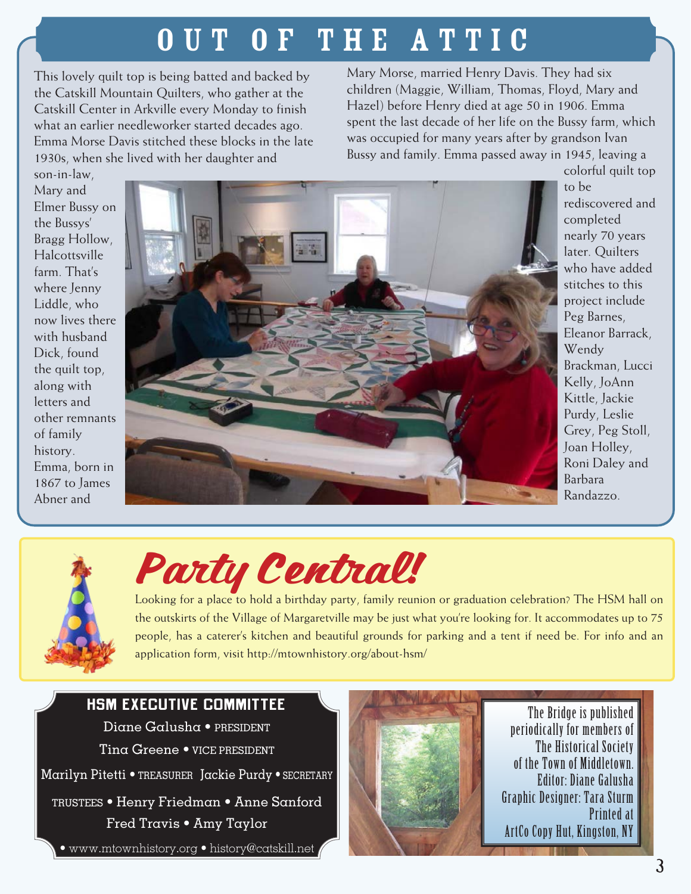# OUT OF THE ATTIC

This lovely quilt top is being batted and backed by the Catskill Mountain Quilters, who gather at the Catskill Center in Arkville every Monday to finish what an earlier needleworker started decades ago. Emma Morse Davis stitched these blocks in the late 1930s, when she lived with her daughter and son-in-law, Mary and Elmer Bussy on the Bussys' Bragg Hollow, Halcottsville farm. That's where Jenny Liddle, who now lives there with husband Dick, found the quilt top, along with letters and other remnants of family history. Emma, born in 1867 to James Abner and Mary Morse, married Henry Davis. They had six children (Maggie, William, Thomas, Floyd, Mary and Hazel) before Henry died at age 50 in 1906. Emma spent the last decade of her life on the Bussy farm, which was occupied for many years after by grandson Ivan Bussy and family. Emma passed away in 1945, leaving a colorful quilt top to be rediscovered and completed nearly 70 years later. Quilters who have added stitches to this project include Peg Barnes, Eleanor Barrack, Wendy Brackman, Lucci Kelly, JoAnn Kittle, Jackie Purdy, Leslie Grey, Peg Stoll, Joan Holley, Roni Daley and Barbara Randazzo.

## Party Central!

Looking for a place to hold a birthday party, family reunion or graduation celebration? The HSM hall on the outskirts of the Village of Margaretville may be just what you're looking for. It accommodates up to 75 people, has a caterer's kitchen and beautiful grounds for parking and a tent if need be. For info and an application form, visit http://mtownhistory.org/about-hsm/

### HSM EXECUTIVE COMMITTEE

Diane Galusha • PRESIDENT

Tina Greene • VICE PRESIDENT

Marilyn Pitetti • TREASURER Jackie Purdy • SECRETARY

TRUSTEES • Henry Friedman • Anne Sanford

Fred Travis • Amy Taylor

• www.mtownhistory.org • history@catskill.net

The Bridge is published periodically for members of The Historical Society of the Town of Middletown.
Editor: Diane Galusha
Graphic Designer: Tara Sturm
Printed at ArtCo Copy Hut, Kingston, NY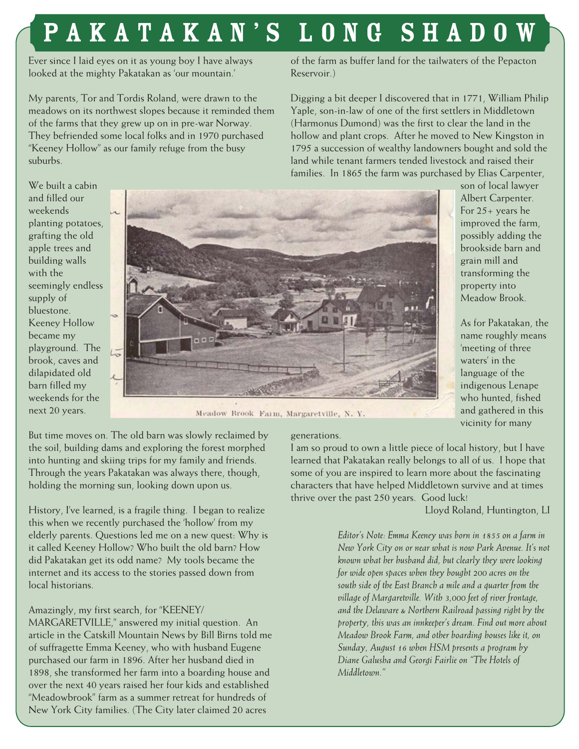# PAKATAKAN'S LONG SHADOW

Ever since I laid eyes on it as young boy I have always looked at the mighty Pakatakan as 'our mountain.'

My parents, Tor and Tordis Roland, were drawn to the meadows on its northwest slopes because it reminded them of the farms that they grew up on in pre-war Norway. They befriended some local folks and in 1970 purchased "Keeney Hollow" as our family refuge from the busy suburbs.

We built a cabin and filled our weekends planting potatoes, grafting the old apple trees and building walls with the seemingly endless supply of bluestone. Keeney Hollow became my playground. The brook, caves and dilapidated old barn filled my weekends for the next 20 years.

Meadow Brook Farm, Margaretville, N. Y.

But time moves on. The old barn was slowly reclaimed by the soil, building dams and exploring the forest morphed into hunting and skiing trips for my family and friends. Through the years Pakatakan was always there, though, holding the morning sun, looking down upon us.

History, I've learned, is a fragile thing. I began to realize this when we recently purchased the 'hollow' from my elderly parents. Questions led me on a new quest: Why is it called Keeney Hollow? Who built the old barn? How did Pakatakan get its odd name? My tools became the internet and its access to the stories passed down from local historians.

Amazingly, my first search, for "KEENEY/ MARGARETVILLE," answered my initial question. An article in the Catskill Mountain News by Bill Birns told me of suffragette Emma Keeney, who with husband Eugene purchased our farm in 1896. After her husband died in 1898, she transformed her farm into a boarding house and over the next 40 years raised her four kids and established "Meadowbrook" farm as a summer retreat for hundreds of New York City families. (The City later claimed 20 acres of the farm as buffer land for the tailwaters of the Pepacton Reservoir.)

Digging a bit deeper I discovered that in 1771, William Philip Yaple, son-in-law of one of the first settlers in Middletown (Harmonus Dumond) was the first to clear the land in the hollow and plant crops. After he moved to New Kingston in 1795 a succession of wealthy landowners bought and sold the land while tenant farmers tended livestock and raised their families. In 1865 the farm was purchased by Elias Carpenter, son of local lawyer Albert Carpenter. For 25+ years he improved the farm, possibly adding the brookside barn and grain mill and transforming the property into Meadow Brook.

As for Pakatakan, the name roughly means 'meeting of three waters' in the language of the indigenous Lenape who hunted, fished and gathered in this vicinity for many generations.

I am so proud to own a little piece of local history, but I have learned that Pakatakan really belongs to all of us. I hope that some of you are inspired to learn more about the fascinating characters that have helped Middletown survive and at times thrive over the past 250 years. Good luck!

Lloyd Roland, Huntington, LI

*Editor's Note: Emma Keeney was born in 1855 on a farm in New York City on or near what is now Park Avenue. It's not known what her husband did, but clearly they were looking for wide open spaces when they bought 200 acres on the south side of the East Branch a mile and a quarter from the village of Margaretville. With 3,000 feet of river frontage, and the Delaware & Northern Railroad passing right by the property, this was an innkeeper's dream. Find out more about Meadow Brook Farm, and other boarding houses like it, on Sunday, August 16 when HSM presents a program by Diane Galusha and Georgi Fairlie on "The Hotels of Middletown."*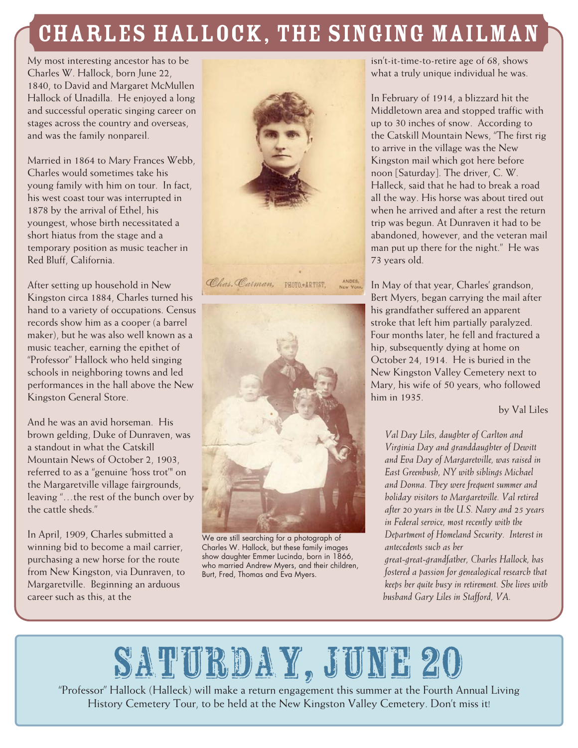# CHARLES HALLOCK, THE SINGING MAILMAN

My most interesting ancestor has to be Charles W. Hallock, born June 22, 1840, to David and Margaret McMullen Hallock of Unadilla. He enjoyed a long and successful operatic singing career on stages across the country and overseas, and was the family nonpareil.

Married in 1864 to Mary Frances Webb, Charles would sometimes take his young family with him on tour. In fact, his west coast tour was interrupted in 1878 by the arrival of Ethel, his youngest, whose birth necessitated a short hiatus from the stage and a temporary position as music teacher in Red Bluff, California.

After setting up household in New Kingston circa 1884, Charles turned his hand to a variety of occupations. Census records show him as a cooper (a barrel maker), but he was also well known as a music teacher, earning the epithet of "Professor" Hallock who held singing schools in neighboring towns and led performances in the hall above the New Kingston General Store.

And he was an avid horseman. His brown gelding, Duke of Dunraven, was a standout in what the Catskill Mountain News of October 2, 1903, referred to as a "genuine 'hoss trot'" on the Margaretville village fairgrounds, leaving "…the rest of the bunch over by the cattle sheds."

In April, 1909, Charles submitted a winning bid to become a mail carrier, purchasing a new horse for the route from New Kingston, via Dunraven, to Margaretville. Beginning an arduous career such as this, at the isn't-it-time-to-retire age of 68, shows what a truly unique individual he was.

In February of 1914, a blizzard hit the Middletown area and stopped traffic with up to 30 inches of snow. According to the Catskill Mountain News, "The first rig to arrive in the village was the New Kingston mail which got here before noon [Saturday]. The driver, C. W. Halleck, said that he had to break a road all the way. His horse was about tired out when he arrived and after a rest the return trip was begun. At Dunraven it had to be abandoned, however, and the veteran mail man put up there for the night." He was 73 years old.

In May of that year, Charles' grandson, Bert Myers, began carrying the mail after his grandfather suffered an apparent stroke that left him partially paralyzed. Four months later, he fell and fractured a hip, subsequently dying at home on October 24, 1914. He is buried in the New Kingston Valley Cemetery next to Mary, his wife of 50 years, who followed him in 1935.

by Val Liles

Chas. Carman, PHOTO-ARTIST, ANDES, New York.

We are still searching for a photograph of Charles W. Hallock, but these family images show daughter Emmer Lucinda, born in 1866, who married Andrew Myers, and their children, Burt, Fred, Thomas and Eva Myers.

*Val Day Liles, daughter of Carlton and Virginia Day and granddaughter of Dewitt and Eva Day of Margaretville, was raised in East Greenbush, NY with siblings Michael and Donna. They were frequent summer and holiday visitors to Margaretville. Val retired after 20 years in the U.S. Navy and 25 years in Federal service, most recently with the Department of Homeland Security. Interest in antecedents such as her great-great-grandfather, Charles Hallock, has fostered a passion for genealogical research that keeps her quite busy in retirement. She lives with husband Gary Liles in Stafford, VA.*

## SATURDAY, JUNE 20

"Professor" Hallock (Halleck) will make a return engagement this summer at the Fourth Annual Living History Cemetery Tour, to be held at the New Kingston Valley Cemetery. Don't miss it!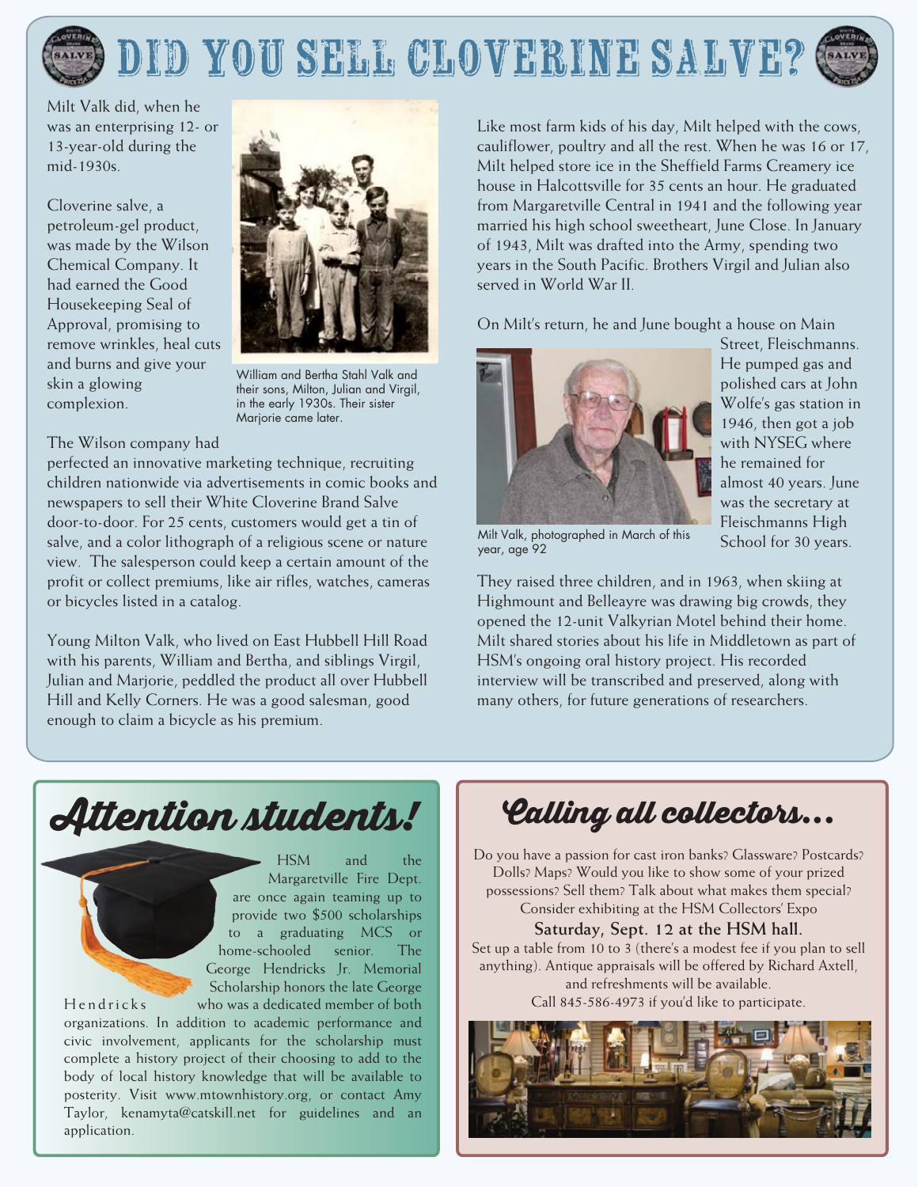# DID YOU SELL CLOVERINE SALVE?

Milt Valk did, when he was an enterprising 12- or 13-year-old during the mid-1930s.

Cloverine salve, a petroleum-gel product, was made by the Wilson Chemical Company. It had earned the Good Housekeeping Seal of Approval, promising to remove wrinkles, heal cuts and burns and give your skin a glowing complexion.

William and Bertha Stahl Valk and their sons, Milton, Julian and Virgil, in the early 1930s. Their sister Marjorie came later.

The Wilson company had perfected an innovative marketing technique, recruiting children nationwide via advertisements in comic books and newspapers to sell their White Cloverine Brand Salve door-to-door. For 25 cents, customers would get a tin of salve, and a color lithograph of a religious scene or nature view. The salesperson could keep a certain amount of the profit or collect premiums, like air rifles, watches, cameras or bicycles listed in a catalog.

Young Milton Valk, who lived on East Hubbell Hill Road with his parents, William and Bertha, and siblings Virgil, Julian and Marjorie, peddled the product all over Hubbell Hill and Kelly Corners. He was a good salesman, good enough to claim a bicycle as his premium.

Like most farm kids of his day, Milt helped with the cows, cauliflower, poultry and all the rest. When he was 16 or 17, Milt helped store ice in the Sheffield Farms Creamery ice house in Halcottsville for 35 cents an hour. He graduated from Margaretville Central in 1941 and the following year married his high school sweetheart, June Close. In January of 1943, Milt was drafted into the Army, spending two years in the South Pacific. Brothers Virgil and Julian also served in World War II.

On Milt's return, he and June bought a house on Main Street, Fleischmanns. He pumped gas and polished cars at John Wolfe's gas station in 1946, then got a job with NYSEG where he remained for almost 40 years. June was the secretary at Fleischmanns High School for 30 years.

Milt Valk, photographed in March of this year, age 92

They raised three children, and in 1963, when skiing at Highmount and Belleayre was drawing big crowds, they opened the 12-unit Valkyrian Motel behind their home. Milt shared stories about his life in Middletown as part of HSM's ongoing oral history project. His recorded interview will be transcribed and preserved, along with many others, for future generations of researchers.

## Attention students!

HSM and the Margaretville Fire Dept. are once again teaming up to provide two $500 scholarships to a graduating MCS or home-schooled senior. The George Hendricks Jr. Memorial Scholarship honors the late George Hendricks who was a dedicated member of both organizations. In addition to academic performance and civic involvement, applicants for the scholarship must complete a history project of their choosing to add to the body of local history knowledge that will be available to posterity. Visit www.mtownhistory.org, or contact Amy Taylor, kenamyta@catskill.net for guidelines and an application.

## Calling all collectors...

Do you have a passion for cast iron banks? Glassware? Postcards? Dolls? Maps? Would you like to show some of your prized possessions? Sell them? Talk about what makes them special? Consider exhibiting at the HSM Collectors' Expo

**Saturday, Sept. 12 at the HSM hall.**

Set up a table from 10 to 3 (there's a modest fee if you plan to sell anything). Antique appraisals will be offered by Richard Axtell, and refreshments will be available.

Call 845-586-4973 if you'd like to participate.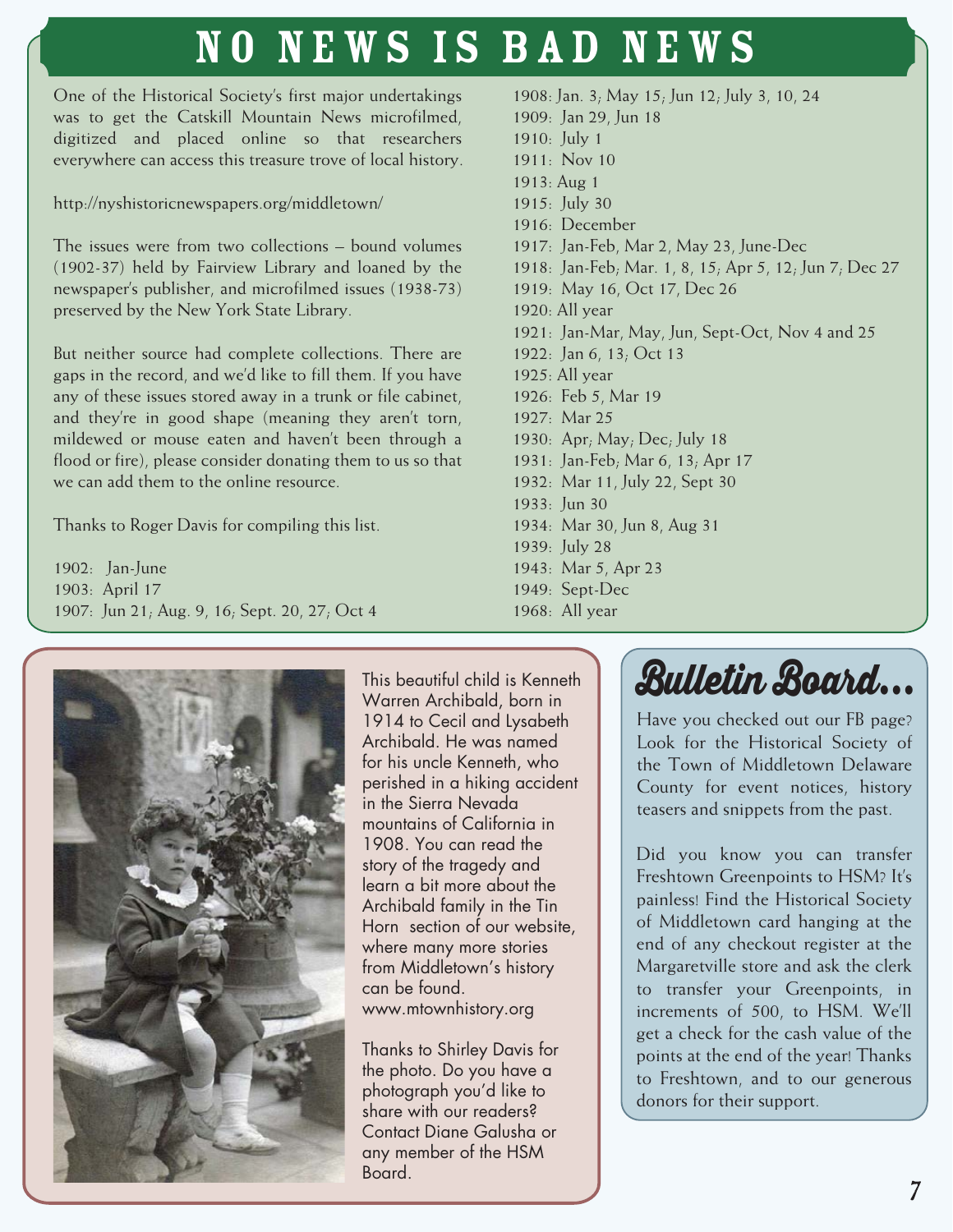# NO NEWS IS BAD NEWS

One of the Historical Society's first major undertakings was to get the Catskill Mountain News microfilmed, digitized and placed online so that researchers everywhere can access this treasure trove of local history.

http://nyshistoricnewspapers.org/middletown/

The issues were from two collections – bound volumes (1902-37) held by Fairview Library and loaned by the newspaper's publisher, and microfilmed issues (1938-73) preserved by the New York State Library.

But neither source had complete collections. There are gaps in the record, and we'd like to fill them. If you have any of these issues stored away in a trunk or file cabinet, and they're in good shape (meaning they aren't torn, mildewed or mouse eaten and haven't been through a flood or fire), please consider donating them to us so that we can add them to the online resource.

Thanks to Roger Davis for compiling this list.

1902: Jan-June
1903: April 17
1907: Jun 21; Aug. 9, 16; Sept. 20, 27; Oct 4
1908: Jan. 3; May 15; Jun 12; July 3, 10, 24
1909: Jan 29, Jun 18
1910: July 1
1911: Nov 10
1913: Aug 1
1915: July 30
1916: December
1917: Jan-Feb, Mar 2, May 23, June-Dec
1918: Jan-Feb; Mar. 1, 8, 15; Apr 5, 12; Jun 7; Dec 27
1919: May 16, Oct 17, Dec 26
1920: All year
1921: Jan-Mar, May, Jun, Sept-Oct, Nov 4 and 25
1922: Jan 6, 13; Oct 13
1925: All year
1926: Feb 5, Mar 19
1927: Mar 25
1930: Apr; May; Dec; July 18
1931: Jan-Feb; Mar 6, 13; Apr 17
1932: Mar 11, July 22, Sept 30
1933: Jun 30
1934: Mar 30, Jun 8, Aug 31
1939: July 28
1943: Mar 5, Apr 23
1949: Sept-Dec
1968: All year

This beautiful child is Kenneth Warren Archibald, born in 1914 to Cecil and Lysabeth Archibald. He was named for his uncle Kenneth, who perished in a hiking accident in the Sierra Nevada mountains of California in 1908. You can read the story of the tragedy and learn a bit more about the Archibald family in the Tin Horn section of our website, where many more stories from Middletown's history can be found. www.mtownhistory.org

Thanks to Shirley Davis for the photo. Do you have a photograph you'd like to share with our readers? Contact Diane Galusha or any member of the HSM Board.

## Bulletin Board...

Have you checked out our FB page? Look for the Historical Society of the Town of Middletown Delaware County for event notices, history teasers and snippets from the past.

Did you know you can transfer Freshtown Greenpoints to HSM? It's painless! Find the Historical Society of Middletown card hanging at the end of any checkout register at the Margaretville store and ask the clerk to transfer your Greenpoints, in increments of 500, to HSM. We'll get a check for the cash value of the points at the end of the year! Thanks to Freshtown, and to our generous donors for their support.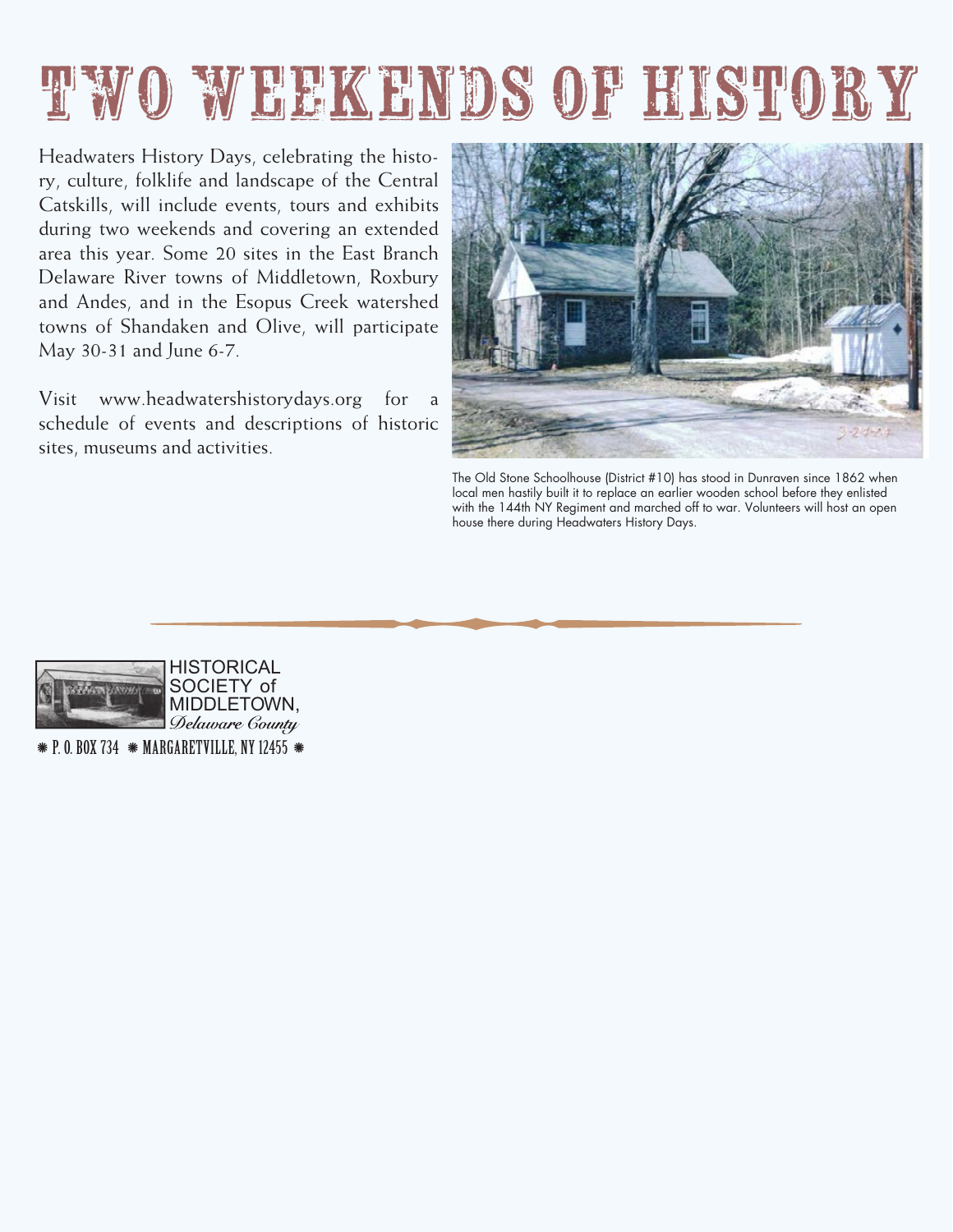# TWO WEEKENDS OF HISTORY

Headwaters History Days, celebrating the history, culture, folklife and landscape of the Central Catskills, will include events, tours and exhibits during two weekends and covering an extended area this year. Some 20 sites in the East Branch Delaware River towns of Middletown, Roxbury and Andes, and in the Esopus Creek watershed towns of Shandaken and Olive, will participate May 30-31 and June 6-7.

Visit www.headwatershistorydays.org for a schedule of events and descriptions of historic sites, museums and activities.

The Old Stone Schoolhouse (District #10) has stood in Dunraven since 1862 when local men hastily built it to replace an earlier wooden school before they enlisted with the 144th NY Regiment and marched off to war. Volunteers will host an open house there during Headwaters History Days.

HISTORICAL SOCIETY of MIDDLETOWN, *Delaware County*

P. O. BOX 734 • MARGARETVILLE, NY 12455